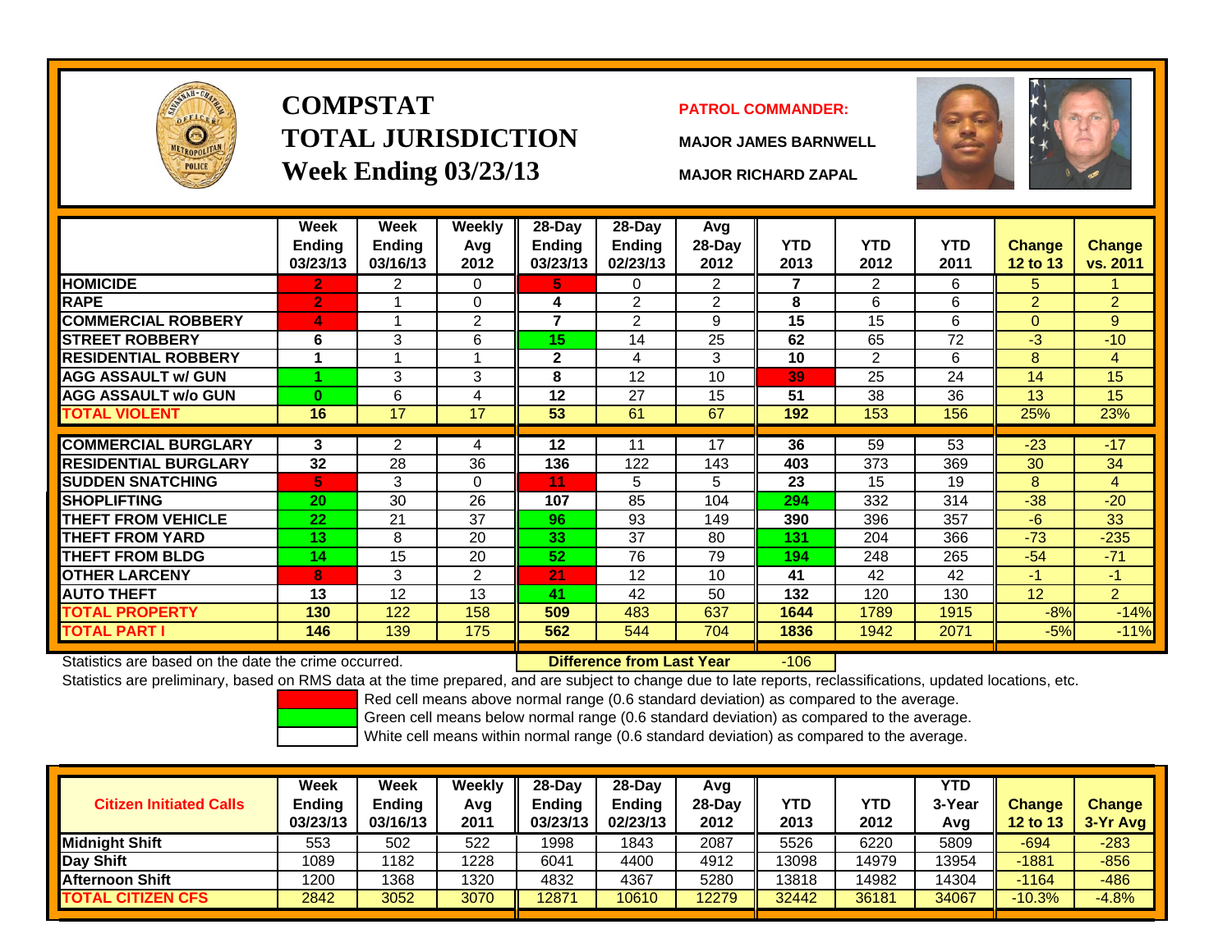# COMPSTAT
# TOTAL JURISDICTION
# Week Ending 03/23/13

**PATROL COMMANDER:**

**MAJOR JAMES BARNWELL**

**MAJOR RICHARD ZAPAL**

| | Week Ending 03/23/13 | Week Ending 03/16/13 | Weekly Avg 2012 | 28-Day Ending 03/23/13 | 28-Day Ending 02/23/13 | Avg 28-Day 2012 | YTD 2013 | YTD 2012 | YTD 2011 | Change 12 to 13 | Change vs. 2011 |
|---|---|---|---|---|---|---|---|---|---|---|---|
| HOMICIDE | 2 | 2 | 0 | 5 | 0 | 2 | 7 | 2 | 6 | 5 | 1 |
| RAPE | 2 | 1 | 0 | 4 | 2 | 2 | 8 | 6 | 6 | 2 | 2 |
| COMMERCIAL ROBBERY | 4 | 1 | 2 | 7 | 2 | 9 | 15 | 15 | 6 | 0 | 9 |
| STREET ROBBERY | 6 | 3 | 6 | 15 | 14 | 25 | 62 | 65 | 72 | -3 | -10 |
| RESIDENTIAL ROBBERY | 1 | 1 | 1 | 2 | 4 | 3 | 10 | 2 | 6 | 8 | 4 |
| AGG ASSAULT w/ GUN | 1 | 3 | 3 | 8 | 12 | 10 | 39 | 25 | 24 | 14 | 15 |
| AGG ASSAULT w/o GUN | 0 | 6 | 4 | 12 | 27 | 15 | 51 | 38 | 36 | 13 | 15 |
| TOTAL VIOLENT | 16 | 17 | 17 | 53 | 61 | 67 | 192 | 153 | 156 | 25% | 23% |
| COMMERCIAL BURGLARY | 3 | 2 | 4 | 12 | 11 | 17 | 36 | 59 | 53 | -23 | -17 |
| RESIDENTIAL BURGLARY | 32 | 28 | 36 | 136 | 122 | 143 | 403 | 373 | 369 | 30 | 34 |
| SUDDEN SNATCHING | 5 | 3 | 0 | 11 | 5 | 5 | 23 | 15 | 19 | 8 | 4 |
| SHOPLIFTING | 20 | 30 | 26 | 107 | 85 | 104 | 294 | 332 | 314 | -38 | -20 |
| THEFT FROM VEHICLE | 22 | 21 | 37 | 96 | 93 | 149 | 390 | 396 | 357 | -6 | 33 |
| THEFT FROM YARD | 13 | 8 | 20 | 33 | 37 | 80 | 131 | 204 | 366 | -73 | -235 |
| THEFT FROM BLDG | 14 | 15 | 20 | 52 | 76 | 79 | 194 | 248 | 265 | -54 | -71 |
| OTHER LARCENY | 8 | 3 | 2 | 21 | 12 | 10 | 41 | 42 | 42 | -1 | -1 |
| AUTO THEFT | 13 | 12 | 13 | 41 | 42 | 50 | 132 | 120 | 130 | 12 | 2 |
| TOTAL PROPERTY | 130 | 122 | 158 | 509 | 483 | 637 | 1644 | 1789 | 1915 | -8% | -14% |
| TOTAL PART I | 146 | 139 | 175 | 562 | 544 | 704 | 1836 | 1942 | 2071 | -5% | -11% |

Statistics are based on the date the crime occurred. **Difference from Last Year** -106

Statistics are preliminary, based on RMS data at the time prepared, and are subject to change due to late reports, reclassifications, updated locations, etc.

Red cell means above normal range (0.6 standard deviation) as compared to the average.
Green cell means below normal range (0.6 standard deviation) as compared to the average.
White cell means within normal range (0.6 standard deviation) as compared to the average.

| Citizen Initiated Calls | Week Ending 03/23/13 | Week Ending 03/16/13 | Weekly Avg 2011 | 28-Day Ending 03/23/13 | 28-Day Ending 02/23/13 | Avg 28-Day 2012 | YTD 2013 | YTD 2012 | YTD 3-Year Avg | Change 12 to 13 | Change 3-Yr Avg |
|---|---|---|---|---|---|---|---|---|---|---|---|
| Midnight Shift | 553 | 502 | 522 | 1998 | 1843 | 2087 | 5526 | 6220 | 5809 | -694 | -283 |
| Day Shift | 1089 | 1182 | 1228 | 6041 | 4400 | 4912 | 13098 | 14979 | 13954 | -1881 | -856 |
| Afternoon Shift | 1200 | 1368 | 1320 | 4832 | 4367 | 5280 | 13818 | 14982 | 14304 | -1164 | -486 |
| TOTAL CITIZEN CFS | 2842 | 3052 | 3070 | 12871 | 10610 | 12279 | 32442 | 36181 | 34067 | -10.3% | -4.8% |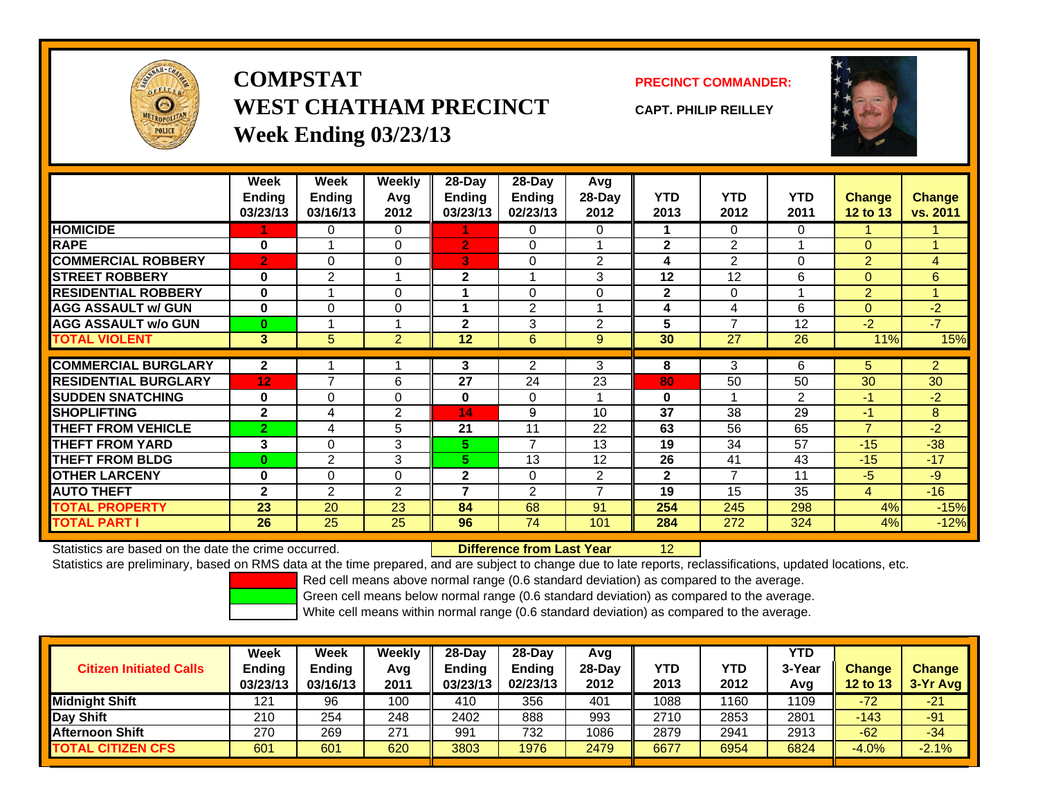# COMPSTAT
# WEST CHATHAM PRECINCT
# Week Ending 03/23/13

**PRECINCT COMMANDER:**

**CAPT. PHILIP REILLEY**

| | Week Ending 03/23/13 | Week Ending 03/16/13 | Weekly Avg 2012 | 28-Day Ending 03/23/13 | 28-Day Ending 02/23/13 | Avg 28-Day 2012 | YTD 2013 | YTD 2012 | YTD 2011 | Change 12 to 13 | Change vs. 2011 |
|---|---|---|---|---|---|---|---|---|---|---|---|
| HOMICIDE | 1 | 0 | 0 | 1 | 0 | 0 | 1 | 0 | 0 | 1 | 1 |
| RAPE | 0 | 1 | 0 | 2 | 0 | 1 | 2 | 2 | 1 | 0 | 1 |
| COMMERCIAL ROBBERY | 2 | 0 | 0 | 3 | 0 | 2 | 4 | 2 | 0 | 2 | 4 |
| STREET ROBBERY | 0 | 2 | 1 | 2 | 1 | 3 | 12 | 12 | 6 | 0 | 6 |
| RESIDENTIAL ROBBERY | 0 | 1 | 0 | 1 | 0 | 0 | 2 | 0 | 1 | 2 | 1 |
| AGG ASSAULT w/ GUN | 0 | 0 | 0 | 1 | 2 | 1 | 4 | 4 | 6 | 0 | -2 |
| AGG ASSAULT w/o GUN | 0 | 1 | 1 | 2 | 3 | 2 | 5 | 7 | 12 | -2 | -7 |
| TOTAL VIOLENT | 3 | 5 | 2 | 12 | 6 | 9 | 30 | 27 | 26 | 11% | 15% |
| COMMERCIAL BURGLARY | 2 | 1 | 1 | 3 | 2 | 3 | 8 | 3 | 6 | 5 | 2 |
| RESIDENTIAL BURGLARY | 12 | 7 | 6 | 27 | 24 | 23 | 80 | 50 | 50 | 30 | 30 |
| SUDDEN SNATCHING | 0 | 0 | 0 | 0 | 0 | 1 | 0 | 1 | 2 | -1 | -2 |
| SHOPLIFTING | 2 | 4 | 2 | 14 | 9 | 10 | 37 | 38 | 29 | -1 | 8 |
| THEFT FROM VEHICLE | 2 | 4 | 5 | 21 | 11 | 22 | 63 | 56 | 65 | 7 | -2 |
| THEFT FROM YARD | 3 | 0 | 3 | 5 | 7 | 13 | 19 | 34 | 57 | -15 | -38 |
| THEFT FROM BLDG | 0 | 2 | 3 | 5 | 13 | 12 | 26 | 41 | 43 | -15 | -17 |
| OTHER LARCENY | 0 | 0 | 0 | 2 | 0 | 2 | 2 | 7 | 11 | -5 | -9 |
| AUTO THEFT | 2 | 2 | 2 | 7 | 2 | 7 | 19 | 15 | 35 | 4 | -16 |
| TOTAL PROPERTY | 23 | 20 | 23 | 84 | 68 | 91 | 254 | 245 | 298 | 4% | -15% |
| TOTAL PART I | 26 | 25 | 25 | 96 | 74 | 101 | 284 | 272 | 324 | 4% | -12% |

Statistics are based on the date the crime occurred. **Difference from Last Year** 12

Statistics are preliminary, based on RMS data at the time prepared, and are subject to change due to late reports, reclassifications, updated locations, etc.

Red cell means above normal range (0.6 standard deviation) as compared to the average.

Green cell means below normal range (0.6 standard deviation) as compared to the average.

White cell means within normal range (0.6 standard deviation) as compared to the average.

| Citizen Initiated Calls | Week Ending 03/23/13 | Week Ending 03/16/13 | Weekly Avg 2011 | 28-Day Ending 03/23/13 | 28-Day Ending 02/23/13 | Avg 28-Day 2012 | YTD 2013 | YTD 2012 | YTD 3-Year Avg | Change 12 to 13 | Change 3-Yr Avg |
|---|---|---|---|---|---|---|---|---|---|---|---|
| Midnight Shift | 121 | 96 | 100 | 410 | 356 | 401 | 1088 | 1160 | 1109 | -72 | -21 |
| Day Shift | 210 | 254 | 248 | 2402 | 888 | 993 | 2710 | 2853 | 2801 | -143 | -91 |
| Afternoon Shift | 270 | 269 | 271 | 991 | 732 | 1086 | 2879 | 2941 | 2913 | -62 | -34 |
| TOTAL CITIZEN CFS | 601 | 601 | 620 | 3803 | 1976 | 2479 | 6677 | 6954 | 6824 | -4.0% | -2.1% |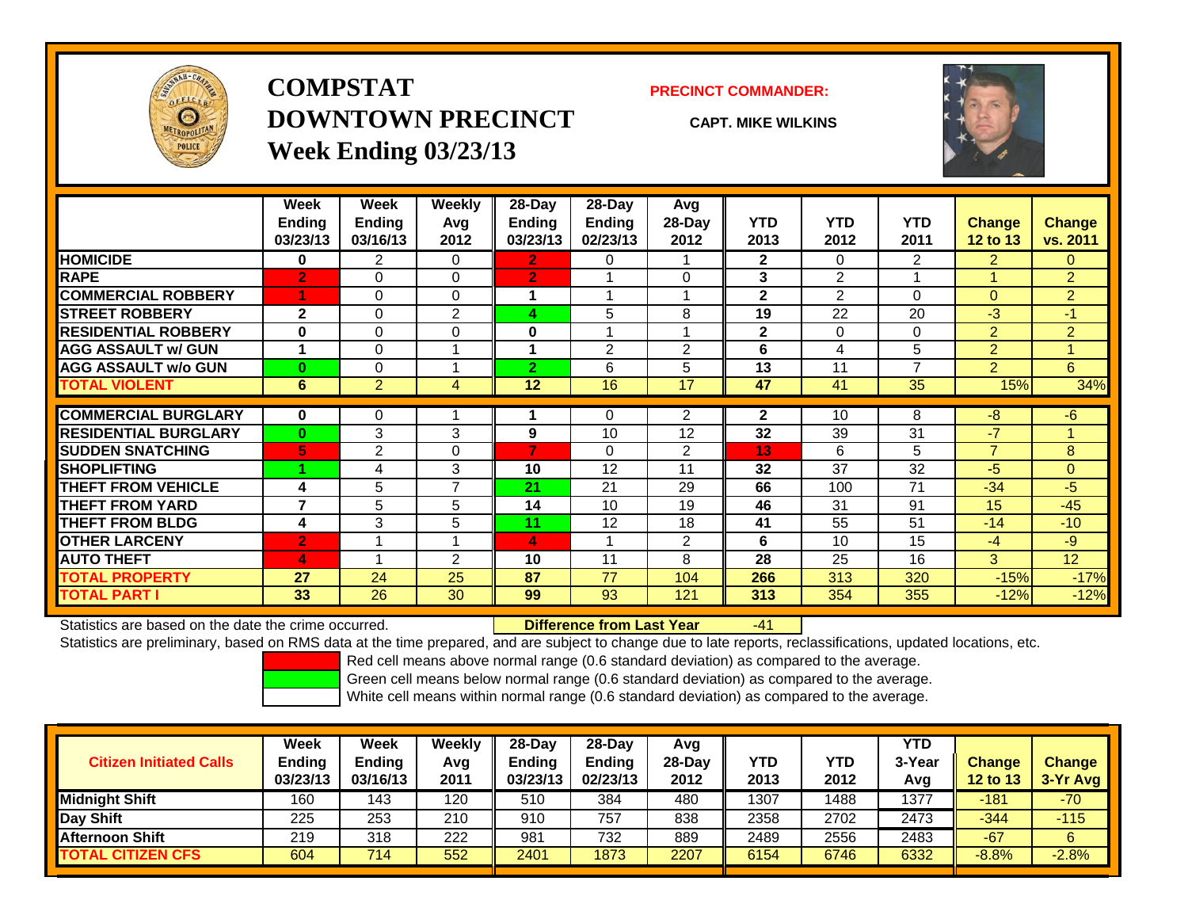# COMPSTAT
# DOWNTOWN PRECINCT
## Week Ending 03/23/13

**PRECINCT COMMANDER:**

**CAPT. MIKE WILKINS**

| | Week Ending 03/23/13 | Week Ending 03/16/13 | Weekly Avg 2012 | 28-Day Ending 03/23/13 | 28-Day Ending 02/23/13 | Avg 28-Day 2012 | YTD 2013 | YTD 2012 | YTD 2011 | Change 12 to 13 | Change vs. 2011 |
|---|---|---|---|---|---|---|---|---|---|---|---|
| HOMICIDE | 0 | 2 | 0 | 2 | 0 | 1 | 2 | 0 | 2 | 2 | 0 |
| RAPE | 2 | 0 | 0 | 2 | 1 | 0 | 3 | 2 | 1 | 1 | 2 |
| COMMERCIAL ROBBERY | 1 | 0 | 0 | 1 | 1 | 1 | 2 | 2 | 0 | 0 | 2 |
| STREET ROBBERY | 2 | 0 | 2 | 4 | 5 | 8 | 19 | 22 | 20 | -3 | -1 |
| RESIDENTIAL ROBBERY | 0 | 0 | 0 | 0 | 1 | 1 | 2 | 0 | 0 | 2 | 2 |
| AGG ASSAULT w/ GUN | 1 | 0 | 1 | 1 | 2 | 2 | 6 | 4 | 5 | 2 | 1 |
| AGG ASSAULT w/o GUN | 0 | 0 | 1 | 2 | 6 | 5 | 13 | 11 | 7 | 2 | 6 |
| TOTAL VIOLENT | 6 | 2 | 4 | 12 | 16 | 17 | 47 | 41 | 35 | 15% | 34% |
| COMMERCIAL BURGLARY | 0 | 0 | 1 | 1 | 0 | 2 | 2 | 10 | 8 | -8 | -6 |
| RESIDENTIAL BURGLARY | 0 | 3 | 3 | 9 | 10 | 12 | 32 | 39 | 31 | -7 | 1 |
| SUDDEN SNATCHING | 5 | 2 | 0 | 7 | 0 | 2 | 13 | 6 | 5 | 7 | 8 |
| SHOPLIFTING | 1 | 4 | 3 | 10 | 12 | 11 | 32 | 37 | 32 | -5 | 0 |
| THEFT FROM VEHICLE | 4 | 5 | 7 | 21 | 21 | 29 | 66 | 100 | 71 | -34 | -5 |
| THEFT FROM YARD | 7 | 5 | 5 | 14 | 10 | 19 | 46 | 31 | 91 | 15 | -45 |
| THEFT FROM BLDG | 4 | 3 | 5 | 11 | 12 | 18 | 41 | 55 | 51 | -14 | -10 |
| OTHER LARCENY | 2 | 1 | 1 | 4 | 1 | 2 | 6 | 10 | 15 | -4 | -9 |
| AUTO THEFT | 4 | 1 | 2 | 10 | 11 | 8 | 28 | 25 | 16 | 3 | 12 |
| TOTAL PROPERTY | 27 | 24 | 25 | 87 | 77 | 104 | 266 | 313 | 320 | -15% | -17% |
| TOTAL PART I | 33 | 26 | 30 | 99 | 93 | 121 | 313 | 354 | 355 | -12% | -12% |

Statistics are based on the date the crime occurred. **Difference from Last Year** -41

Statistics are preliminary, based on RMS data at the time prepared, and are subject to change due to late reports, reclassifications, updated locations, etc.

Red cell means above normal range (0.6 standard deviation) as compared to the average.

Green cell means below normal range (0.6 standard deviation) as compared to the average.

White cell means within normal range (0.6 standard deviation) as compared to the average.

| Citizen Initiated Calls | Week Ending 03/23/13 | Week Ending 03/16/13 | Weekly Avg 2011 | 28-Day Ending 03/23/13 | 28-Day Ending 02/23/13 | Avg 28-Day 2012 | YTD 2013 | YTD 2012 | YTD 3-Year Avg | Change 12 to 13 | Change 3-Yr Avg |
|---|---|---|---|---|---|---|---|---|---|---|---|
| Midnight Shift | 160 | 143 | 120 | 510 | 384 | 480 | 1307 | 1488 | 1377 | -181 | -70 |
| Day Shift | 225 | 253 | 210 | 910 | 757 | 838 | 2358 | 2702 | 2473 | -344 | -115 |
| Afternoon Shift | 219 | 318 | 222 | 981 | 732 | 889 | 2489 | 2556 | 2483 | -67 | 6 |
| TOTAL CITIZEN CFS | 604 | 714 | 552 | 2401 | 1873 | 2207 | 6154 | 6746 | 6332 | -8.8% | -2.8% |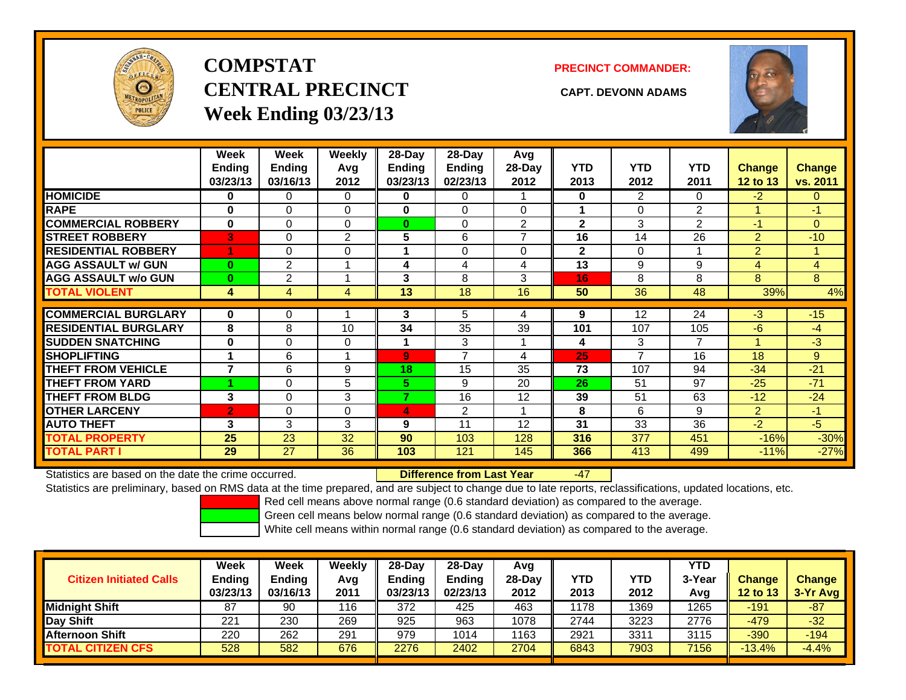# COMPSTAT
# CENTRAL PRECINCT
## Week Ending 03/23/13

**PRECINCT COMMANDER:**

**CAPT. DEVONN ADAMS**

| | Week Ending 03/23/13 | Week Ending 03/16/13 | Weekly Avg 2012 | 28-Day Ending 03/23/13 | 28-Day Ending 02/23/13 | Avg 28-Day 2012 | YTD 2013 | YTD 2012 | YTD 2011 | Change 12 to 13 | Change vs. 2011 |
|---|---|---|---|---|---|---|---|---|---|---|---|
| HOMICIDE | 0 | 0 | 0 | 0 | 0 | 1 | 0 | 2 | 0 | -2 | 0 |
| RAPE | 0 | 0 | 0 | 0 | 0 | 0 | 1 | 0 | 2 | 1 | -1 |
| COMMERCIAL ROBBERY | 0 | 0 | 0 | 0 | 0 | 2 | 2 | 3 | 2 | -1 | 0 |
| STREET ROBBERY | 3 | 0 | 2 | 5 | 6 | 7 | 16 | 14 | 26 | 2 | -10 |
| RESIDENTIAL ROBBERY | 1 | 0 | 0 | 1 | 0 | 0 | 2 | 0 | 1 | 2 | 1 |
| AGG ASSAULT w/ GUN | 0 | 2 | 1 | 4 | 4 | 4 | 13 | 9 | 9 | 4 | 4 |
| AGG ASSAULT w/o GUN | 0 | 2 | 1 | 3 | 8 | 3 | 16 | 8 | 8 | 8 | 8 |
| TOTAL VIOLENT | 4 | 4 | 4 | 13 | 18 | 16 | 50 | 36 | 48 | 39% | 4% |
| COMMERCIAL BURGLARY | 0 | 0 | 1 | 3 | 5 | 4 | 9 | 12 | 24 | -3 | -15 |
| RESIDENTIAL BURGLARY | 8 | 8 | 10 | 34 | 35 | 39 | 101 | 107 | 105 | -6 | -4 |
| SUDDEN SNATCHING | 0 | 0 | 0 | 1 | 3 | 1 | 4 | 3 | 7 | 1 | -3 |
| SHOPLIFTING | 1 | 6 | 1 | 9 | 7 | 4 | 25 | 7 | 16 | 18 | 9 |
| THEFT FROM VEHICLE | 7 | 6 | 9 | 18 | 15 | 35 | 73 | 107 | 94 | -34 | -21 |
| THEFT FROM YARD | 1 | 0 | 5 | 5 | 9 | 20 | 26 | 51 | 97 | -25 | -71 |
| THEFT FROM BLDG | 3 | 0 | 3 | 7 | 16 | 12 | 39 | 51 | 63 | -12 | -24 |
| OTHER LARCENY | 2 | 0 | 0 | 4 | 2 | 1 | 8 | 6 | 9 | 2 | -1 |
| AUTO THEFT | 3 | 3 | 3 | 9 | 11 | 12 | 31 | 33 | 36 | -2 | -5 |
| TOTAL PROPERTY | 25 | 23 | 32 | 90 | 103 | 128 | 316 | 377 | 451 | -16% | -30% |
| TOTAL PART I | 29 | 27 | 36 | 103 | 121 | 145 | 366 | 413 | 499 | -11% | -27% |

Statistics are based on the date the crime occurred. **Difference from Last Year** -47

Statistics are preliminary, based on RMS data at the time prepared, and are subject to change due to late reports, reclassifications, updated locations, etc.

Red cell means above normal range (0.6 standard deviation) as compared to the average.

Green cell means below normal range (0.6 standard deviation) as compared to the average.

White cell means within normal range (0.6 standard deviation) as compared to the average.

| Citizen Initiated Calls | Week Ending 03/23/13 | Week Ending 03/16/13 | Weekly Avg 2011 | 28-Day Ending 03/23/13 | 28-Day Ending 02/23/13 | Avg 28-Day 2012 | YTD 2013 | YTD 2012 | YTD 3-Year Avg | Change 12 to 13 | Change 3-Yr Avg |
|---|---|---|---|---|---|---|---|---|---|---|---|
| Midnight Shift | 87 | 90 | 116 | 372 | 425 | 463 | 1178 | 1369 | 1265 | -191 | -87 |
| Day Shift | 221 | 230 | 269 | 925 | 963 | 1078 | 2744 | 3223 | 2776 | -479 | -32 |
| Afternoon Shift | 220 | 262 | 291 | 979 | 1014 | 1163 | 2921 | 3311 | 3115 | -390 | -194 |
| TOTAL CITIZEN CFS | 528 | 582 | 676 | 2276 | 2402 | 2704 | 6843 | 7903 | 7156 | -13.4% | -4.4% |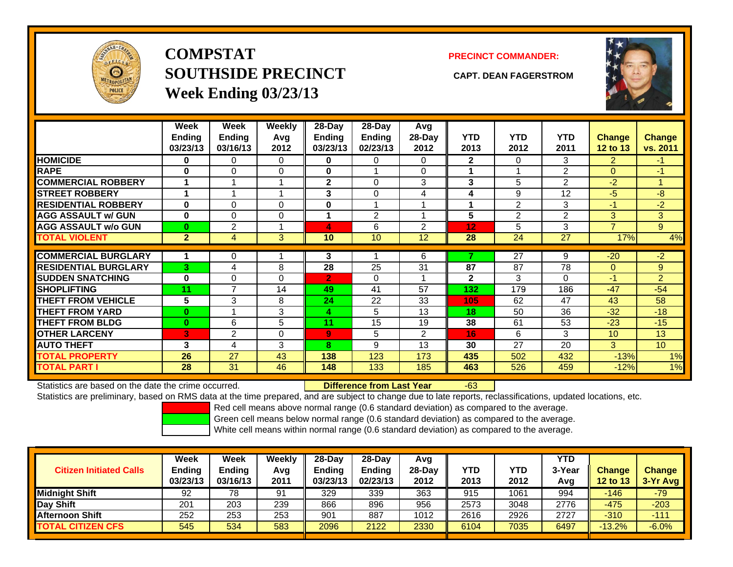# COMPSTAT
# SOUTHSIDE PRECINCT
## Week Ending 03/23/13

**PRECINCT COMMANDER:**

**CAPT. DEAN FAGERSTROM**

| | Week Ending 03/23/13 | Week Ending 03/16/13 | Weekly Avg 2012 | 28-Day Ending 03/23/13 | 28-Day Ending 02/23/13 | Avg 28-Day 2012 | YTD 2013 | YTD 2012 | YTD 2011 | Change 12 to 13 | Change vs. 2011 |
|---|---|---|---|---|---|---|---|---|---|---|---|
| HOMICIDE | 0 | 0 | 0 | 0 | 0 | 0 | 2 | 0 | 3 | 2 | -1 |
| RAPE | 0 | 0 | 0 | 0 | 1 | 0 | 1 | 1 | 2 | 0 | -1 |
| COMMERCIAL ROBBERY | 1 | 1 | 1 | 2 | 0 | 3 | 3 | 5 | 2 | -2 | 1 |
| STREET ROBBERY | 1 | 1 | 1 | 3 | 0 | 4 | 4 | 9 | 12 | -5 | -8 |
| RESIDENTIAL ROBBERY | 0 | 0 | 0 | 0 | 1 | 1 | 1 | 2 | 3 | -1 | -2 |
| AGG ASSAULT w/ GUN | 0 | 0 | 0 | 1 | 2 | 1 | 5 | 2 | 2 | 3 | 3 |
| AGG ASSAULT w/o GUN | 0 | 2 | 1 | 4 | 6 | 2 | 12 | 5 | 3 | 7 | 9 |
| TOTAL VIOLENT | 2 | 4 | 3 | 10 | 10 | 12 | 28 | 24 | 27 | 17% | 4% |
| COMMERCIAL BURGLARY | 1 | 0 | 1 | 3 | 1 | 6 | 7 | 27 | 9 | -20 | -2 |
| RESIDENTIAL BURGLARY | 3 | 4 | 8 | 28 | 25 | 31 | 87 | 87 | 78 | 0 | 9 |
| SUDDEN SNATCHING | 0 | 0 | 0 | 2 | 0 | 1 | 2 | 3 | 0 | -1 | 2 |
| SHOPLIFTING | 11 | 7 | 14 | 49 | 41 | 57 | 132 | 179 | 186 | -47 | -54 |
| THEFT FROM VEHICLE | 5 | 3 | 8 | 24 | 22 | 33 | 105 | 62 | 47 | 43 | 58 |
| THEFT FROM YARD | 0 | 1 | 3 | 4 | 5 | 13 | 18 | 50 | 36 | -32 | -18 |
| THEFT FROM BLDG | 0 | 6 | 5 | 11 | 15 | 19 | 38 | 61 | 53 | -23 | -15 |
| OTHER LARCENY | 3 | 2 | 0 | 9 | 5 | 2 | 16 | 6 | 3 | 10 | 13 |
| AUTO THEFT | 3 | 4 | 3 | 8 | 9 | 13 | 30 | 27 | 20 | 3 | 10 |
| TOTAL PROPERTY | 26 | 27 | 43 | 138 | 123 | 173 | 435 | 502 | 432 | -13% | 1% |
| TOTAL PART I | 28 | 31 | 46 | 148 | 133 | 185 | 463 | 526 | 459 | -12% | 1% |

Statistics are based on the date the crime occurred. **Difference from Last Year** -63

Statistics are preliminary, based on RMS data at the time prepared, and are subject to change due to late reports, reclassifications, updated locations, etc.

Red cell means above normal range (0.6 standard deviation) as compared to the average.
Green cell means below normal range (0.6 standard deviation) as compared to the average.
White cell means within normal range (0.6 standard deviation) as compared to the average.

| Citizen Initiated Calls | Week Ending 03/23/13 | Week Ending 03/16/13 | Weekly Avg 2011 | 28-Day Ending 03/23/13 | 28-Day Ending 02/23/13 | Avg 28-Day 2012 | YTD 2013 | YTD 2012 | YTD 3-Year Avg | Change 12 to 13 | Change 3-Yr Avg |
|---|---|---|---|---|---|---|---|---|---|---|---|
| Midnight Shift | 92 | 78 | 91 | 329 | 339 | 363 | 915 | 1061 | 994 | -146 | -79 |
| Day Shift | 201 | 203 | 239 | 866 | 896 | 956 | 2573 | 3048 | 2776 | -475 | -203 |
| Afternoon Shift | 252 | 253 | 253 | 901 | 887 | 1012 | 2616 | 2926 | 2727 | -310 | -111 |
| TOTAL CITIZEN CFS | 545 | 534 | 583 | 2096 | 2122 | 2330 | 6104 | 7035 | 6497 | -13.2% | -6.0% |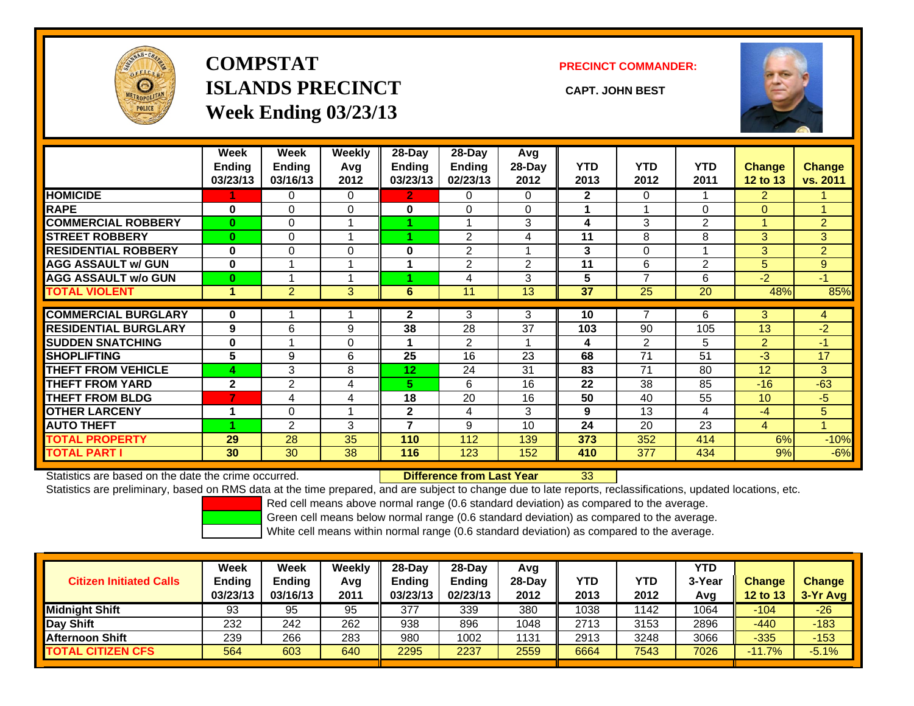# COMPSTAT
# ISLANDS PRECINCT
# Week Ending 03/23/13

**PRECINCT COMMANDER:**

**CAPT. JOHN BEST**

| | Week Ending 03/23/13 | Week Ending 03/16/13 | Weekly Avg 2012 | 28-Day Ending 03/23/13 | 28-Day Ending 02/23/13 | Avg 28-Day 2012 | YTD 2013 | YTD 2012 | YTD 2011 | Change 12 to 13 | Change vs. 2011 |
|---|---|---|---|---|---|---|---|---|---|---|---|
| **HOMICIDE** | 1 | 0 | 0 | 2 | 0 | 0 | 2 | 0 | 1 | 2 | 1 |
| **RAPE** | 0 | 0 | 0 | 0 | 0 | 0 | 1 | 1 | 0 | 0 | 1 |
| **COMMERCIAL ROBBERY** | 0 | 0 | 1 | 1 | 1 | 3 | 4 | 3 | 2 | 1 | 2 |
| **STREET ROBBERY** | 0 | 0 | 1 | 1 | 2 | 4 | 11 | 8 | 8 | 3 | 3 |
| **RESIDENTIAL ROBBERY** | 0 | 0 | 0 | 0 | 2 | 1 | 3 | 0 | 1 | 3 | 2 |
| **AGG ASSAULT w/ GUN** | 0 | 1 | 1 | 1 | 2 | 2 | 11 | 6 | 2 | 5 | 9 |
| **AGG ASSAULT w/o GUN** | 0 | 1 | 1 | 1 | 4 | 3 | 5 | 7 | 6 | -2 | -1 |
| **TOTAL VIOLENT** | 1 | 2 | 3 | 6 | 11 | 13 | 37 | 25 | 20 | 48% | 85% |
| **COMMERCIAL BURGLARY** | 0 | 1 | 1 | 2 | 3 | 3 | 10 | 7 | 6 | 3 | 4 |
| **RESIDENTIAL BURGLARY** | 9 | 6 | 9 | 38 | 28 | 37 | 103 | 90 | 105 | 13 | -2 |
| **SUDDEN SNATCHING** | 0 | 1 | 0 | 1 | 2 | 1 | 4 | 2 | 5 | 2 | -1 |
| **SHOPLIFTING** | 5 | 9 | 6 | 25 | 16 | 23 | 68 | 71 | 51 | -3 | 17 |
| **THEFT FROM VEHICLE** | 4 | 3 | 8 | 12 | 24 | 31 | 83 | 71 | 80 | 12 | 3 |
| **THEFT FROM YARD** | 2 | 2 | 4 | 5 | 6 | 16 | 22 | 38 | 85 | -16 | -63 |
| **THEFT FROM BLDG** | 7 | 4 | 4 | 18 | 20 | 16 | 50 | 40 | 55 | 10 | -5 |
| **OTHER LARCENY** | 1 | 0 | 1 | 2 | 4 | 3 | 9 | 13 | 4 | -4 | 5 |
| **AUTO THEFT** | 1 | 2 | 3 | 7 | 9 | 10 | 24 | 20 | 23 | 4 | 1 |
| **TOTAL PROPERTY** | 29 | 28 | 35 | 110 | 112 | 139 | 373 | 352 | 414 | 6% | -10% |
| **TOTAL PART I** | 30 | 30 | 38 | 116 | 123 | 152 | 410 | 377 | 434 | 9% | -6% |

Statistics are based on the date the crime occurred. **Difference from Last Year** 33

Statistics are preliminary, based on RMS data at the time prepared, and are subject to change due to late reports, reclassifications, updated locations, etc.

Red cell means above normal range (0.6 standard deviation) as compared to the average.
Green cell means below normal range (0.6 standard deviation) as compared to the average.
White cell means within normal range (0.6 standard deviation) as compared to the average.

| Citizen Initiated Calls | Week Ending 03/23/13 | Week Ending 03/16/13 | Weekly Avg 2011 | 28-Day Ending 03/23/13 | 28-Day Ending 02/23/13 | Avg 28-Day 2012 | YTD 2013 | YTD 2012 | YTD 3-Year Avg | Change 12 to 13 | Change 3-Yr Avg |
|---|---|---|---|---|---|---|---|---|---|---|---|
| **Midnight Shift** | 93 | 95 | 95 | 377 | 339 | 380 | 1038 | 1142 | 1064 | -104 | -26 |
| **Day Shift** | 232 | 242 | 262 | 938 | 896 | 1048 | 2713 | 3153 | 2896 | -440 | -183 |
| **Afternoon Shift** | 239 | 266 | 283 | 980 | 1002 | 1131 | 2913 | 3248 | 3066 | -335 | -153 |
| **TOTAL CITIZEN CFS** | 564 | 603 | 640 | 2295 | 2237 | 2559 | 6664 | 7543 | 7026 | -11.7% | -5.1% |